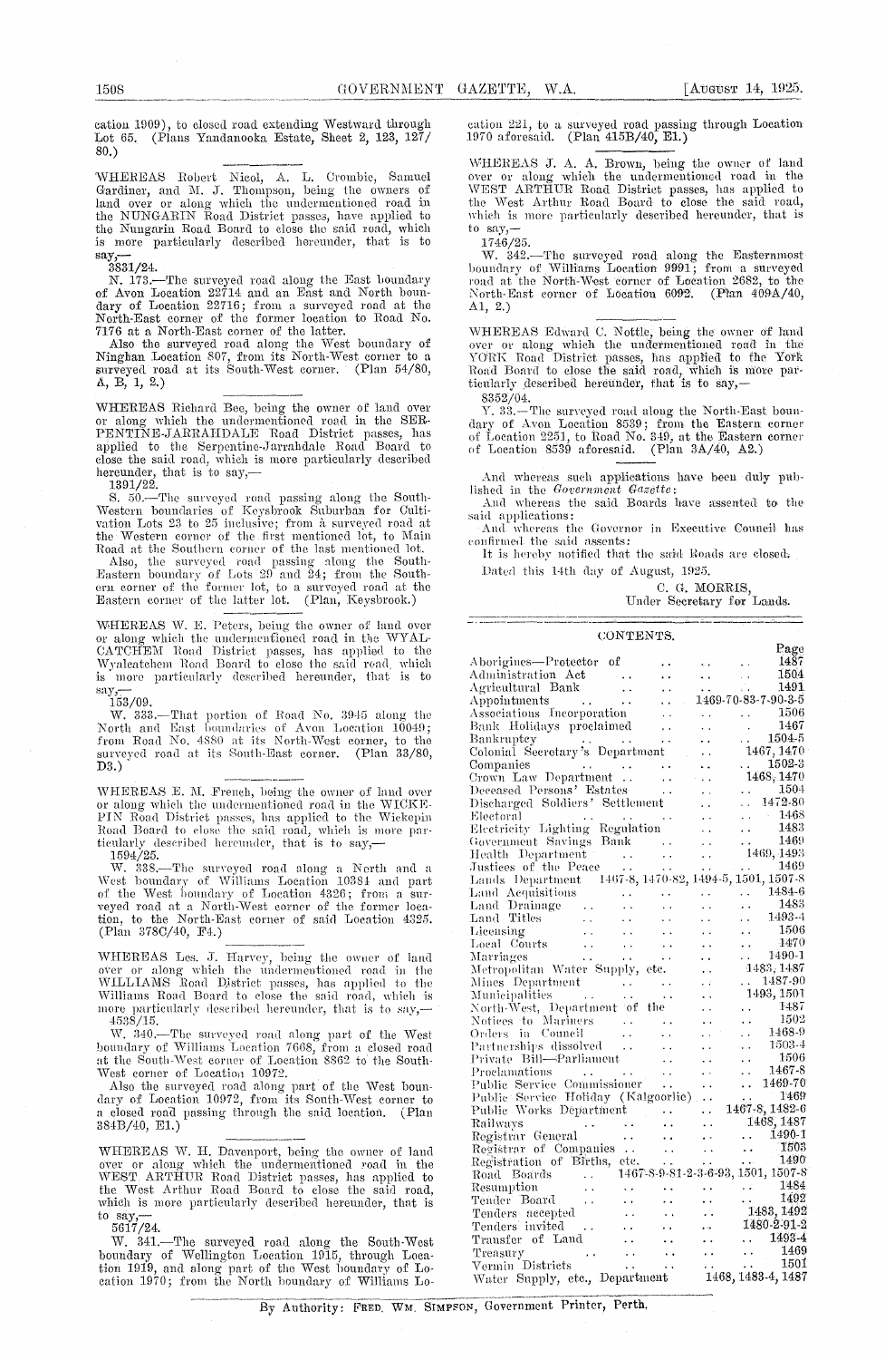cation 1909), to closed road extending Westward through Lot 65. (Plans Yandanooka Estate, Sheet 2, 123, 127/80.)

---

WHEREAS Robert Nicol, A. L. Crombie, Samuel Gardiner, and M. J. Thompson, being the owners of land over or along which the undermentioned road in the NUNGARIN Road District passes, have applied to the Nungarin Road Board to close the said road, which is more particularly described hereunder, that is to say,—

3831/24.

N. 173.—The surveyed road along the East boundary of Avon Location 22714 and an East and North boundary of Location 22716; from a surveyed road at the North-East corner of the former location to Road No. 7176 at a North-East corner of the latter.

Also the surveyed road along the West boundary of Ninghan Location 807, from its North-West corner to a surveyed road at its South-West corner. (Plan 54/80, A, B, 1, 2.)

---

WHEREAS Richard Bee, being the owner of land over or along which the undermentioned road in the SERPENTINE-JARRAHDALE Road District passes, has applied to the Serpentine-Jarrahdale Road Board to close the said road, which is more particularly described hereunder, that is to say,—

1391/22.

S. 50.—The surveyed road passing along the South-Western boundaries of Keysbrook Suburban for Cultivation Lots 23 to 25 inclusive; from a surveyed road at the Western corner of the first mentioned lot, to Main Road at the Southern corner of the last mentioned lot.

Also, the surveyed road passing along the South-Eastern boundary of Lots 29 and 24; from the Southern corner of the former lot, to a surveyed road at the Eastern corner of the latter lot. (Plan, Keysbrook.)

---

WHEREAS W. E. Peters, being the owner of land over or along which the undermentioned road in the WYALCATCHEM Road District passes, has applied to the Wyalcatchem Road Board to close the said road, which is more particularly described hereunder, that is to say,—

153/09.

W. 333.—That portion of Road No. 3945 along the North and East boundaries of Avon Location 10049; from Road No. 4880 at its North-West corner, to the surveyed road at its South-East corner. (Plan 33/80, D3.)

---

WHEREAS E. M. French, being the owner of land over or along which the undermentioned road in the WICKEPIN Road District passes, has applied to the Wickepin Road Board to close the said road, which is more particularly described hereunder, that is to say,—

1594/25.

W. 338.—The surveyed road along a North and a West boundary of Williams Location 10384 and part of the West boundary of Location 4326; from a surveyed road at a North-West corner of the former location, to the North-East corner of said Location 4325. (Plan 378C/40, F4.)

---

WHEREAS Les. J. Harvey, being the owner of land over or along which the undermentioned road in the WILLIAMS Road District passes, has applied to the Williams Road Board to close the said road, which is more particularly described hereunder, that is to say,—

4538/15.

W. 340.—The surveyed road along part of the West boundary of Williams Location 7668, from a closed road at the South-West corner of Location 8862 to the South-West corner of Location 10972.

Also the surveyed road along part of the West boundary of Location 10972, from its South-West corner to a closed road passing through the said location. (Plan 384B/40, E1.)

---

WHEREAS W. H. Davenport, being the owner of land over or along which the undermentioned road in the WEST ARTHUR Road District passes, has applied to the West Arthur Road Board to close the said road, which is more particularly described hereunder, that is to say,—

5617/24.

W. 341.—The surveyed road along the South-West boundary of Wellington Location 1915, through Location 1919, and along part of the West boundary of Location 1970; from the North boundary of Williams Location 221, to a surveyed road passing through Location 1970 aforesaid. (Plan 415B/40, E1.)

---

WHEREAS J. A. A. Brown, being the owner of land over or along which the undermentioned road in the WEST ARTHUR Road District passes, has applied to the West Arthur Road Board to close the said road, which is more particularly described hereunder, that is to say,—

1746/25.

W. 342.—The surveyed road along the Easternmost boundary of Williams Location 9991; from a surveyed road at the North-West corner of Location 2682, to the North-East corner of Location 6092. (Plan 409A/40, A1, 2.)

---

WHEREAS Edward C. Nottle, being the owner of land over or along which the undermentioned road in the YORK Road District passes, has applied to the York Road Board to close the said road, which is more particularly described hereunder, that is to say,—

8352/04.

Y. 33.—The surveyed road along the North-East boundary of Avon Location 8539; from the Eastern corner of Location 2251, to Road No. 349, at the Eastern corner of Location 8539 aforesaid. (Plan 3A/40, A2.)

---

And whereas such applications have been duly published in the *Government Gazette*:

And whereas the said Boards have assented to the said applications:

And whereas the Governor in Executive Council has confirmed the said assents:

It is hereby notified that the said Roads are closed.

Dated this 14th day of August, 1925.

C. G. MORRIS,
Under Secretary for Lands.

---

## CONTENTS.

| | Page |
|---|---|
| Aborigines—Protector of | 1487 |
| Administration Act | 1504 |
| Agricultural Bank | 1491 |
| Appointments | 1469-70-83-7-90-3-5 |
| Associations Incorporation | 1506 |
| Bank Holidays proclaimed | 1467 |
| Bankruptcy | 1504-5 |
| Colonial Secretary's Department | 1467, 1470 |
| Companies | 1502-3 |
| Crown Law Department | 1468, 1470 |
| Deceased Persons' Estates | 1504 |
| Discharged Soldiers' Settlement | 1472-80 |
| Electoral | 1468 |
| Electricity Lighting Regulation | 1483 |
| Government Savings Bank | 1469 |
| Health Department | 1469, 1493 |
| Justices of the Peace | 1469 |
| Lands Department | 1467-8, 1470-82, 1494-5, 1501, 1507-8 |
| Land Acquisitions | 1484-6 |
| Land Drainage | 1483 |
| Land Titles | 1493-4 |
| Licensing | 1506 |
| Local Courts | 1470 |
| Marriages | 1490-1 |
| Metropolitan Water Supply, etc. | 1483, 1487 |
| Mines Department | 1487-90 |
| Municipalities | 1493, 1501 |
| North-West, Department of the | 1487 |
| Notices to Mariners | 1502 |
| Orders in Council | 1468-9 |
| Partnerships dissolved | 1503-4 |
| Private Bill—Parliament | 1506 |
| Proclamations | 1467-8 |
| Public Service Commissioner | 1469-70 |
| Public Service Holiday (Kalgoorlie) | 1469 |
| Public Works Department | 1467-8, 1482-6 |
| Railways | 1468, 1487 |
| Registrar General | 1490-1 |
| Registrar of Companies | 1503 |
| Registration of Births, etc. | 1490 |
| Road Boards | 1467-8-9-81-2-3-6-93, 1501, 1507-8 |
| Resumption | 1484 |
| Tender Board | 1492 |
| Tenders accepted | 1483, 1492 |
| Tenders invited | 1480-2-91-2 |
| Transfer of Land | 1493-4 |
| Treasury | 1469 |
| Vermin Districts | 1501 |
| Water Supply, etc., Department | 1468, 1483-4, 1487 |

---

By Authority: FRED. WM. SIMPSON, Government Printer, Perth.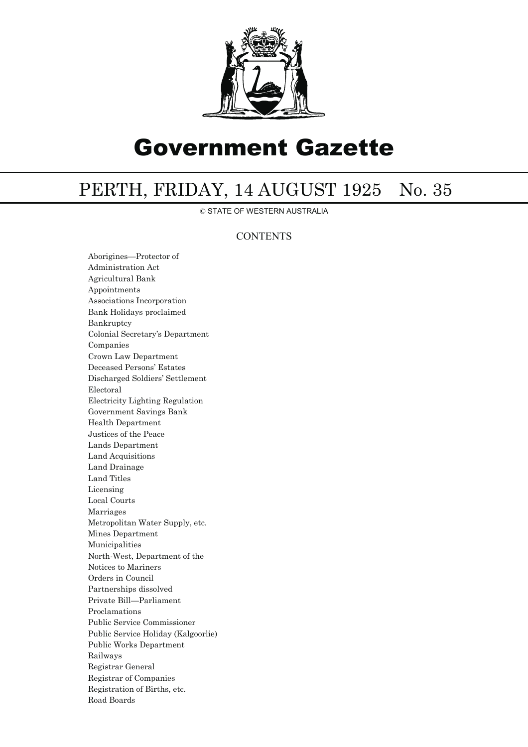# Government Gazette

## PERTH, FRIDAY, 14 AUGUST 1925 No. 35

© STATE OF WESTERN AUSTRALIA

CONTENTS

Aborigines—Protector of
Administration Act
Agricultural Bank
Appointments
Associations Incorporation
Bank Holidays proclaimed
Bankruptcy
Colonial Secretary's Department
Companies
Crown Law Department
Deceased Persons' Estates
Discharged Soldiers' Settlement
Electoral
Electricity Lighting Regulation
Government Savings Bank
Health Department
Justices of the Peace
Lands Department
Land Acquisitions
Land Drainage
Land Titles
Licensing
Local Courts
Marriages
Metropolitan Water Supply, etc.
Mines Department
Municipalities
North-West, Department of the
Notices to Mariners
Orders in Council
Partnerships dissolved
Private Bill—Parliament
Proclamations
Public Service Commissioner
Public Service Holiday (Kalgoorlie)
Public Works Department
Railways
Registrar General
Registrar of Companies
Registration of Births, etc.
Road Boards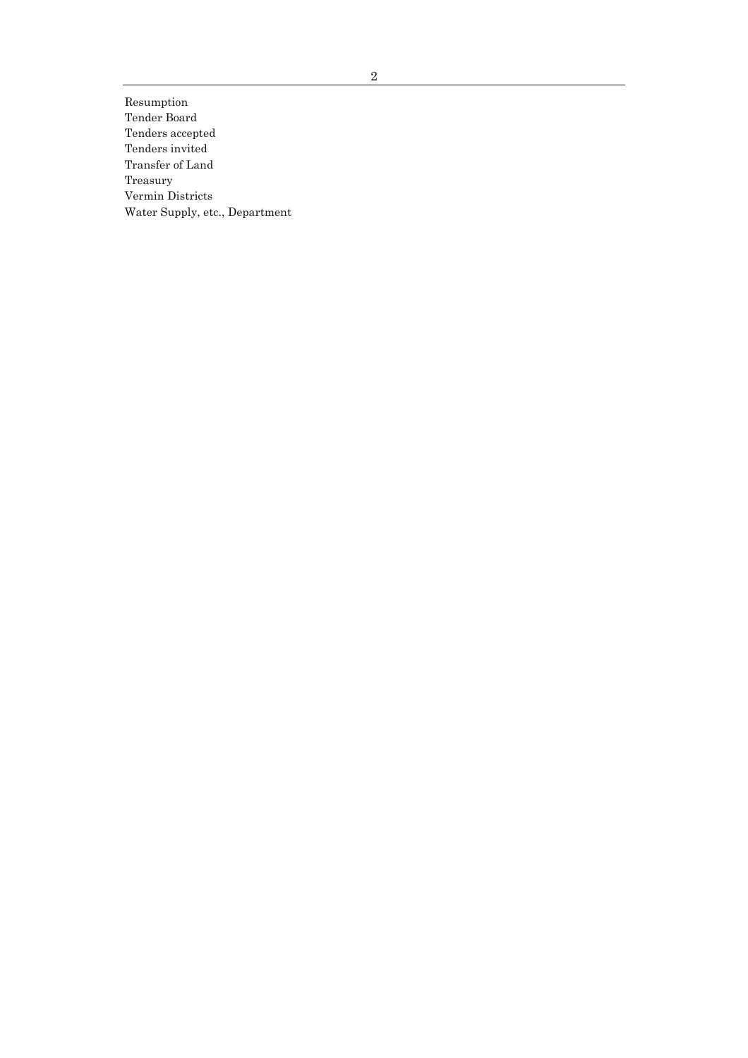Resumption
Tender Board
Tenders accepted
Tenders invited
Transfer of Land
Treasury
Vermin Districts
Water Supply, etc., Department